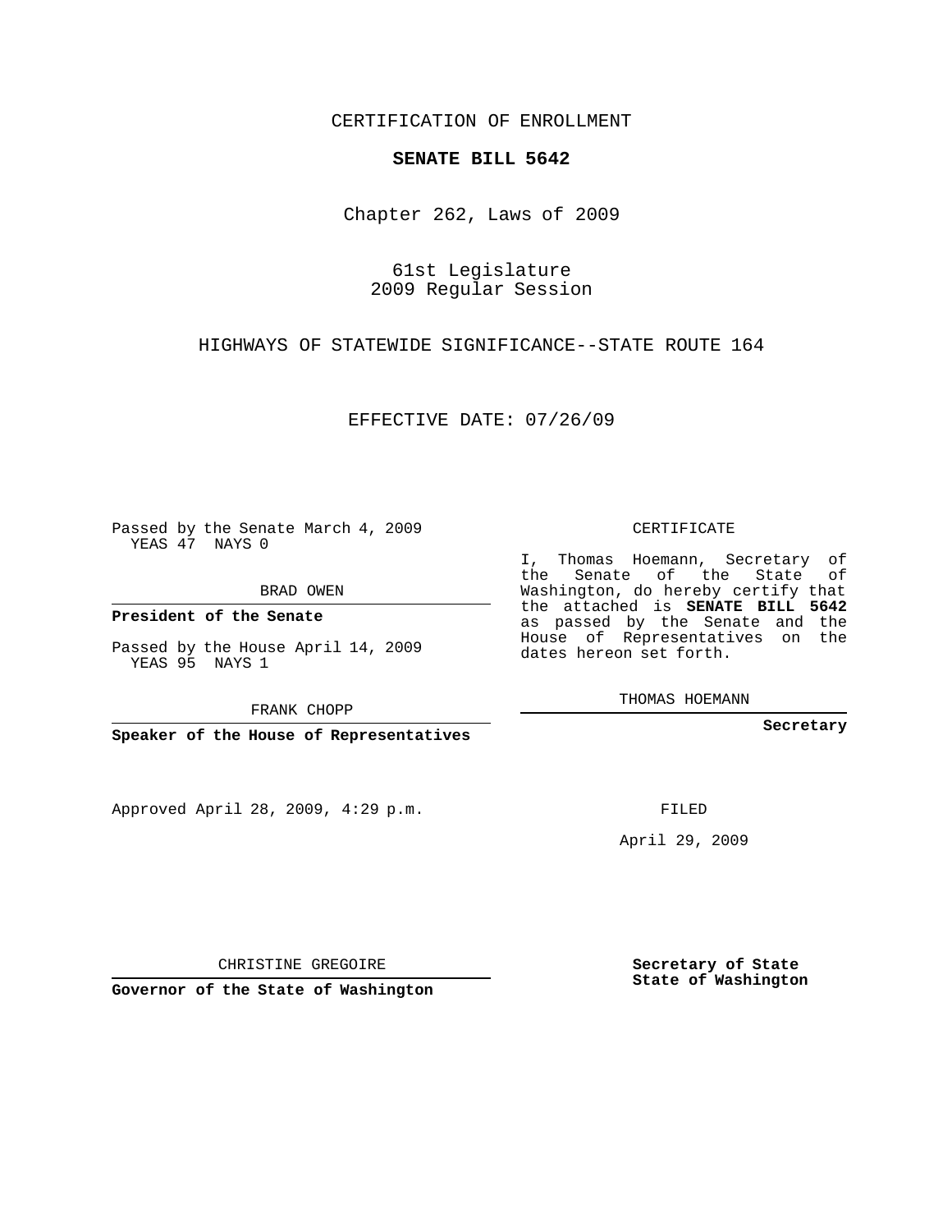CERTIFICATION OF ENROLLMENT

**SENATE BILL 5642**

Chapter 262, Laws of 2009

61st Legislature
2009 Regular Session

HIGHWAYS OF STATEWIDE SIGNIFICANCE--STATE ROUTE 164

EFFECTIVE DATE: 07/26/09

Passed by the Senate March 4, 2009
YEAS 47 NAYS 0

BRAD OWEN

**President of the Senate**

Passed by the House April 14, 2009
YEAS 95 NAYS 1

FRANK CHOPP

**Speaker of the House of Representatives**

Approved April 28, 2009, 4:29 p.m.

CHRISTINE GREGOIRE

**Governor of the State of Washington**

CERTIFICATE

I, Thomas Hoemann, Secretary of the Senate of the State of Washington, do hereby certify that the attached is **SENATE BILL 5642** as passed by the Senate and the House of Representatives on the dates hereon set forth.

THOMAS HOEMANN

**Secretary**

FILED

April 29, 2009

**Secretary of State**
**State of Washington**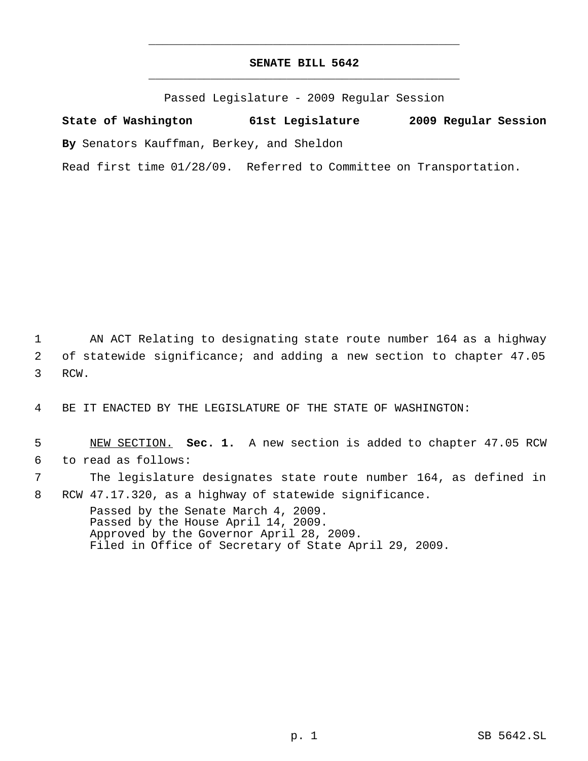# SENATE BILL 5642

Passed Legislature - 2009 Regular Session

**State of Washington 61st Legislature 2009 Regular Session**

**By** Senators Kauffman, Berkey, and Sheldon

Read first time 01/28/09. Referred to Committee on Transportation.

AN ACT Relating to designating state route number 164 as a highway of statewide significance; and adding a new section to chapter 47.05 RCW.

BE IT ENACTED BY THE LEGISLATURE OF THE STATE OF WASHINGTON:

NEW SECTION. **Sec. 1.** A new section is added to chapter 47.05 RCW to read as follows:

The legislature designates state route number 164, as defined in RCW 47.17.320, as a highway of statewide significance.

Passed by the Senate March 4, 2009.
Passed by the House April 14, 2009.
Approved by the Governor April 28, 2009.
Filed in Office of Secretary of State April 29, 2009.